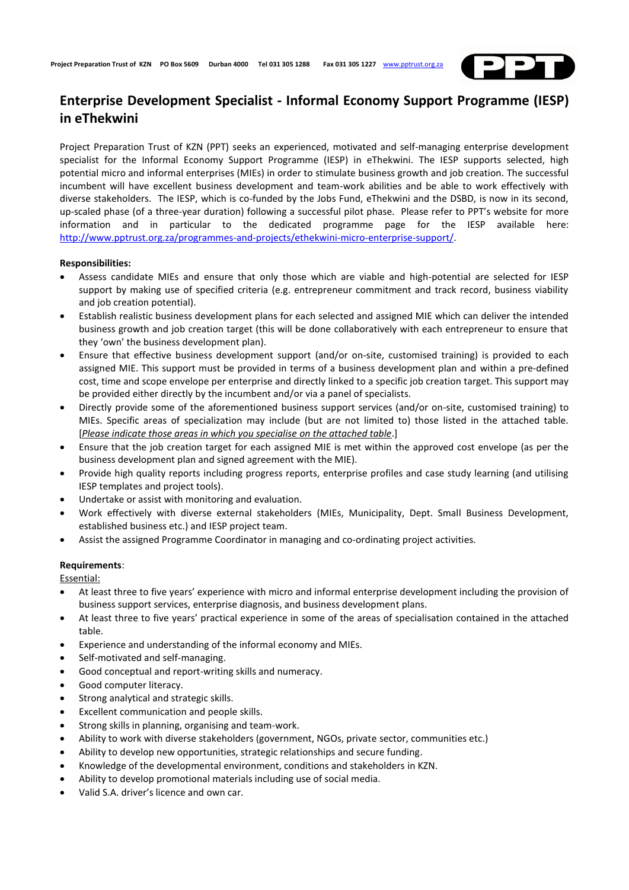Project Preparation Trust of KZN PO Box 5609 Durban 4000 Tel 031 305 1288 Fax 031 305 1227 www.pptrust.org.za

# Enterprise Development Specialist - Informal Economy Support Programme (IESP) in eThekwini

Project Preparation Trust of KZN (PPT) seeks an experienced, motivated and self-managing enterprise development specialist for the Informal Economy Support Programme (IESP) in eThekwini. The IESP supports selected, high potential micro and informal enterprises (MIEs) in order to stimulate business growth and job creation. The successful incumbent will have excellent business development and team-work abilities and be able to work effectively with diverse stakeholders. The IESP, which is co-funded by the Jobs Fund, eThekwini and the DSBD, is now in its second, up-scaled phase (of a three-year duration) following a successful pilot phase. Please refer to PPT's website for more information and in particular to the dedicated programme page for the IESP available here: http://www.pptrust.org.za/programmes-and-projects/ethekwini-micro-enterprise-support/.

**Responsibilities:**

- Assess candidate MIEs and ensure that only those which are viable and high-potential are selected for IESP support by making use of specified criteria (e.g. entrepreneur commitment and track record, business viability and job creation potential).
- Establish realistic business development plans for each selected and assigned MIE which can deliver the intended business growth and job creation target (this will be done collaboratively with each entrepreneur to ensure that they 'own' the business development plan).
- Ensure that effective business development support (and/or on-site, customised training) is provided to each assigned MIE. This support must be provided in terms of a business development plan and within a pre-defined cost, time and scope envelope per enterprise and directly linked to a specific job creation target. This support may be provided either directly by the incumbent and/or via a panel of specialists.
- Directly provide some of the aforementioned business support services (and/or on-site, customised training) to MIEs. Specific areas of specialization may include (but are not limited to) those listed in the attached table. [*Please indicate those areas in which you specialise on the attached table*.]
- Ensure that the job creation target for each assigned MIE is met within the approved cost envelope (as per the business development plan and signed agreement with the MIE).
- Provide high quality reports including progress reports, enterprise profiles and case study learning (and utilising IESP templates and project tools).
- Undertake or assist with monitoring and evaluation.
- Work effectively with diverse external stakeholders (MIEs, Municipality, Dept. Small Business Development, established business etc.) and IESP project team.
- Assist the assigned Programme Coordinator in managing and co-ordinating project activities.

**Requirements**:

Essential:

- At least three to five years' experience with micro and informal enterprise development including the provision of business support services, enterprise diagnosis, and business development plans.
- At least three to five years' practical experience in some of the areas of specialisation contained in the attached table.
- Experience and understanding of the informal economy and MIEs.
- Self-motivated and self-managing.
- Good conceptual and report-writing skills and numeracy.
- Good computer literacy.
- Strong analytical and strategic skills.
- Excellent communication and people skills.
- Strong skills in planning, organising and team-work.
- Ability to work with diverse stakeholders (government, NGOs, private sector, communities etc.)
- Ability to develop new opportunities, strategic relationships and secure funding.
- Knowledge of the developmental environment, conditions and stakeholders in KZN.
- Ability to develop promotional materials including use of social media.
- Valid S.A. driver's licence and own car.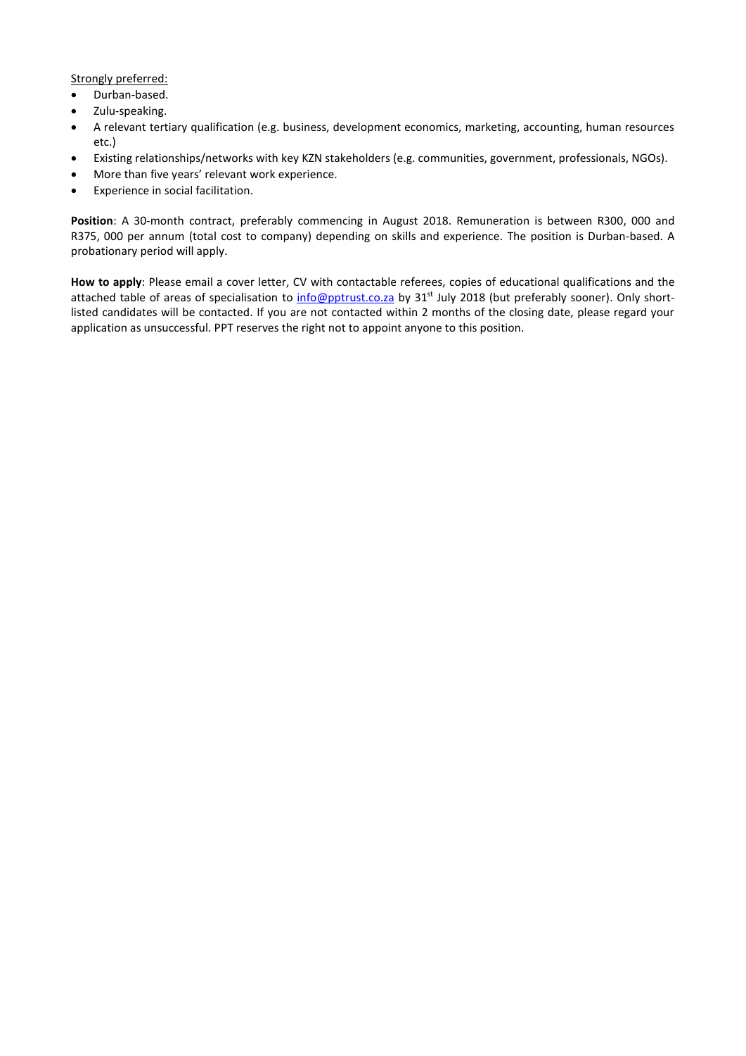Strongly preferred:

- Durban-based.
- Zulu-speaking.
- A relevant tertiary qualification (e.g. business, development economics, marketing, accounting, human resources etc.)
- Existing relationships/networks with key KZN stakeholders (e.g. communities, government, professionals, NGOs).
- More than five years' relevant work experience.
- Experience in social facilitation.

**Position**: A 30-month contract, preferably commencing in August 2018. Remuneration is between R300, 000 and R375, 000 per annum (total cost to company) depending on skills and experience. The position is Durban-based. A probationary period will apply.

**How to apply**: Please email a cover letter, CV with contactable referees, copies of educational qualifications and the attached table of areas of specialisation to info@pptrust.co.za by 31st July 2018 (but preferably sooner). Only short-listed candidates will be contacted. If you are not contacted within 2 months of the closing date, please regard your application as unsuccessful. PPT reserves the right not to appoint anyone to this position.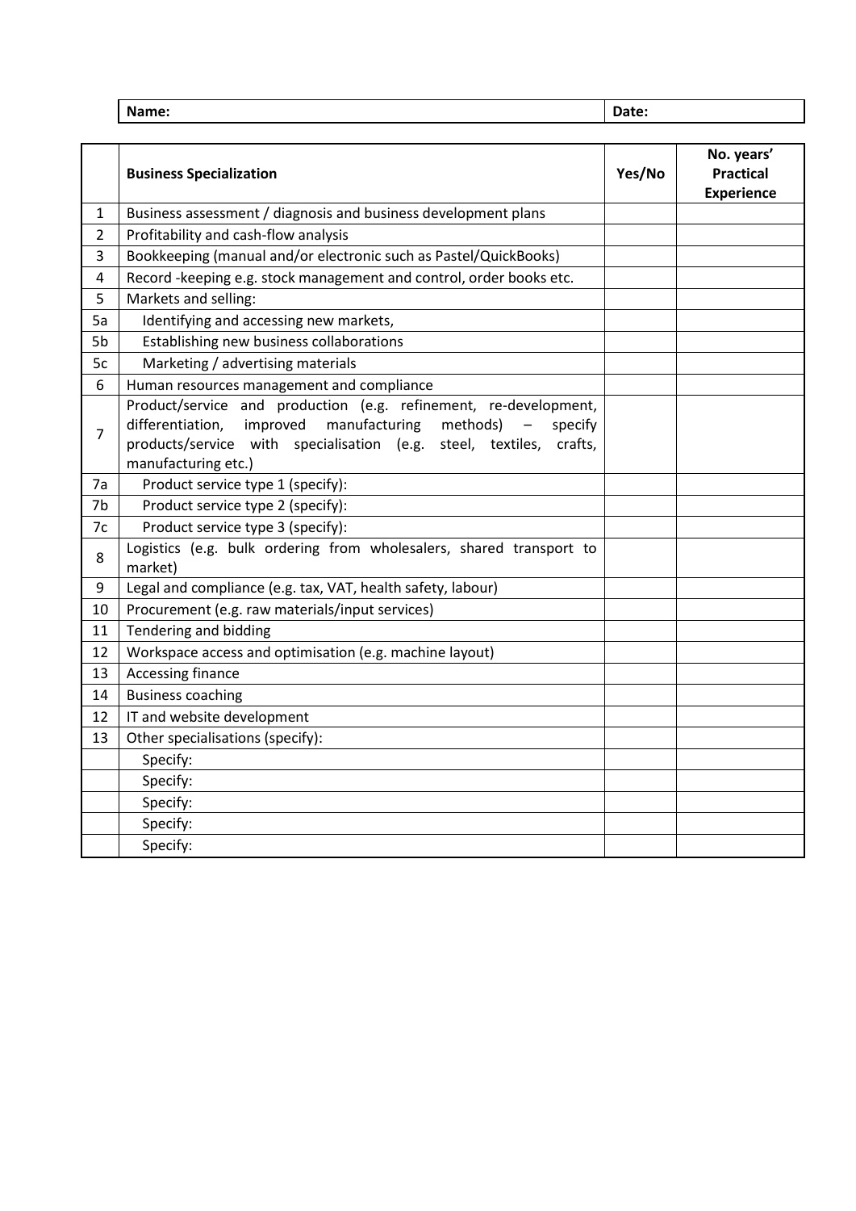| Name: | Date: |
|---|---|

| | Business Specialization | Yes/No | No. years' Practical Experience |
|---|---|---|---|
| 1 | Business assessment / diagnosis and business development plans | | |
| 2 | Profitability and cash-flow analysis | | |
| 3 | Bookkeeping (manual and/or electronic such as Pastel/QuickBooks) | | |
| 4 | Record -keeping e.g. stock management and control, order books etc. | | |
| 5 | Markets and selling: | | |
| 5a | Identifying and accessing new markets, | | |
| 5b | Establishing new business collaborations | | |
| 5c | Marketing / advertising materials | | |
| 6 | Human resources management and compliance | | |
| 7 | Product/service and production (e.g. refinement, re-development, differentiation, improved manufacturing methods) – specify products/service with specialisation (e.g. steel, textiles, crafts, manufacturing etc.) | | |
| 7a | Product service type 1 (specify): | | |
| 7b | Product service type 2 (specify): | | |
| 7c | Product service type 3 (specify): | | |
| 8 | Logistics (e.g. bulk ordering from wholesalers, shared transport to market) | | |
| 9 | Legal and compliance (e.g. tax, VAT, health safety, labour) | | |
| 10 | Procurement (e.g. raw materials/input services) | | |
| 11 | Tendering and bidding | | |
| 12 | Workspace access and optimisation (e.g. machine layout) | | |
| 13 | Accessing finance | | |
| 14 | Business coaching | | |
| 12 | IT and website development | | |
| 13 | Other specialisations (specify): | | |
| | Specify: | | |
| | Specify: | | |
| | Specify: | | |
| | Specify: | | |
| | Specify: | | |